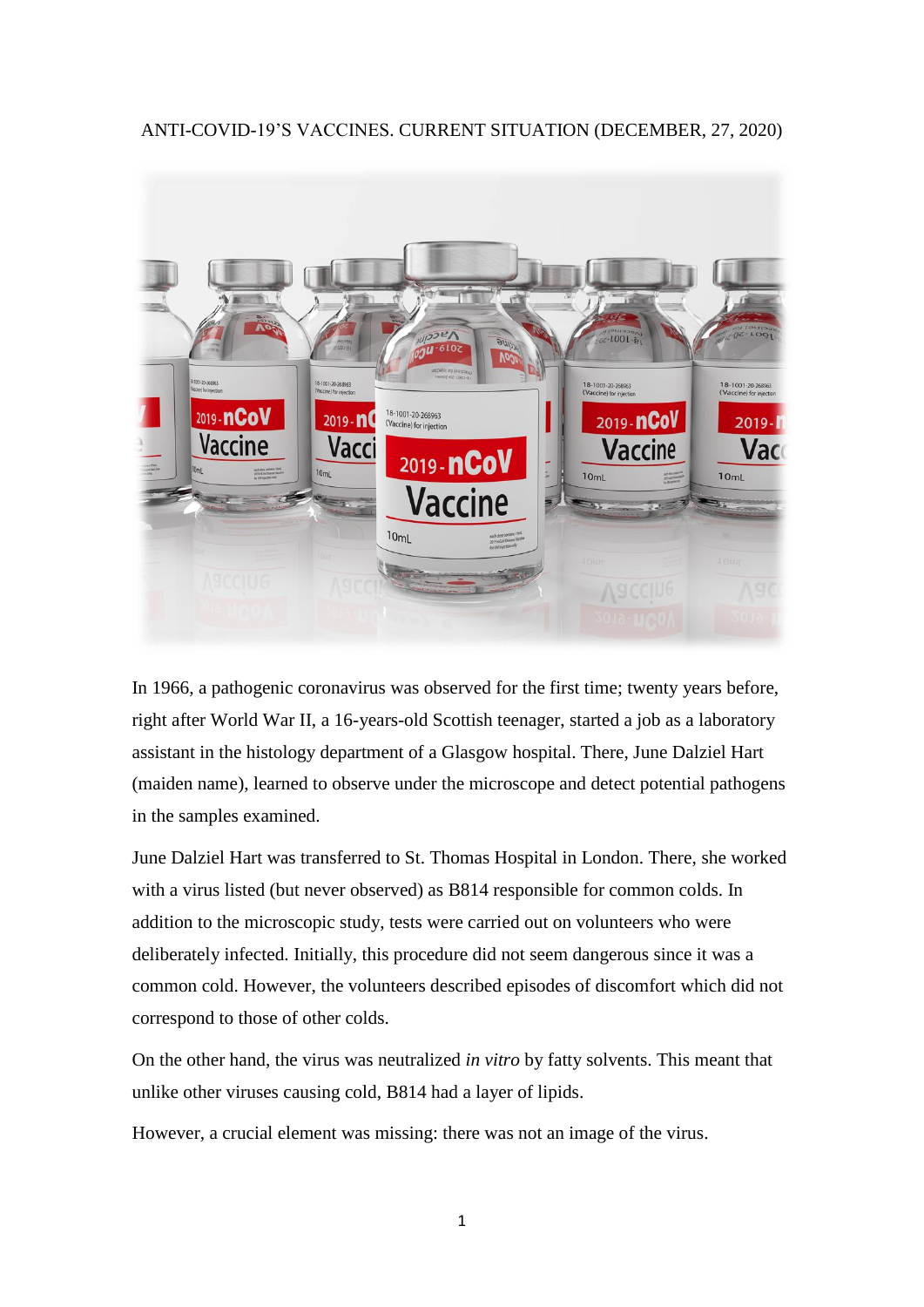ANTI-COVID-19'S VACCINES. CURRENT SITUATION (DECEMBER, 27, 2020)

In 1966, a pathogenic coronavirus was observed for the first time; twenty years before, right after World War II, a 16-years-old Scottish teenager, started a job as a laboratory assistant in the histology department of a Glasgow hospital. There, June Dalziel Hart (maiden name), learned to observe under the microscope and detect potential pathogens in the samples examined.

June Dalziel Hart was transferred to St. Thomas Hospital in London. There, she worked with a virus listed (but never observed) as B814 responsible for common colds. In addition to the microscopic study, tests were carried out on volunteers who were deliberately infected. Initially, this procedure did not seem dangerous since it was a common cold. However, the volunteers described episodes of discomfort which did not correspond to those of other colds.

On the other hand, the virus was neutralized *in vitro* by fatty solvents. This meant that unlike other viruses causing cold, B814 had a layer of lipids.

However, a crucial element was missing: there was not an image of the virus.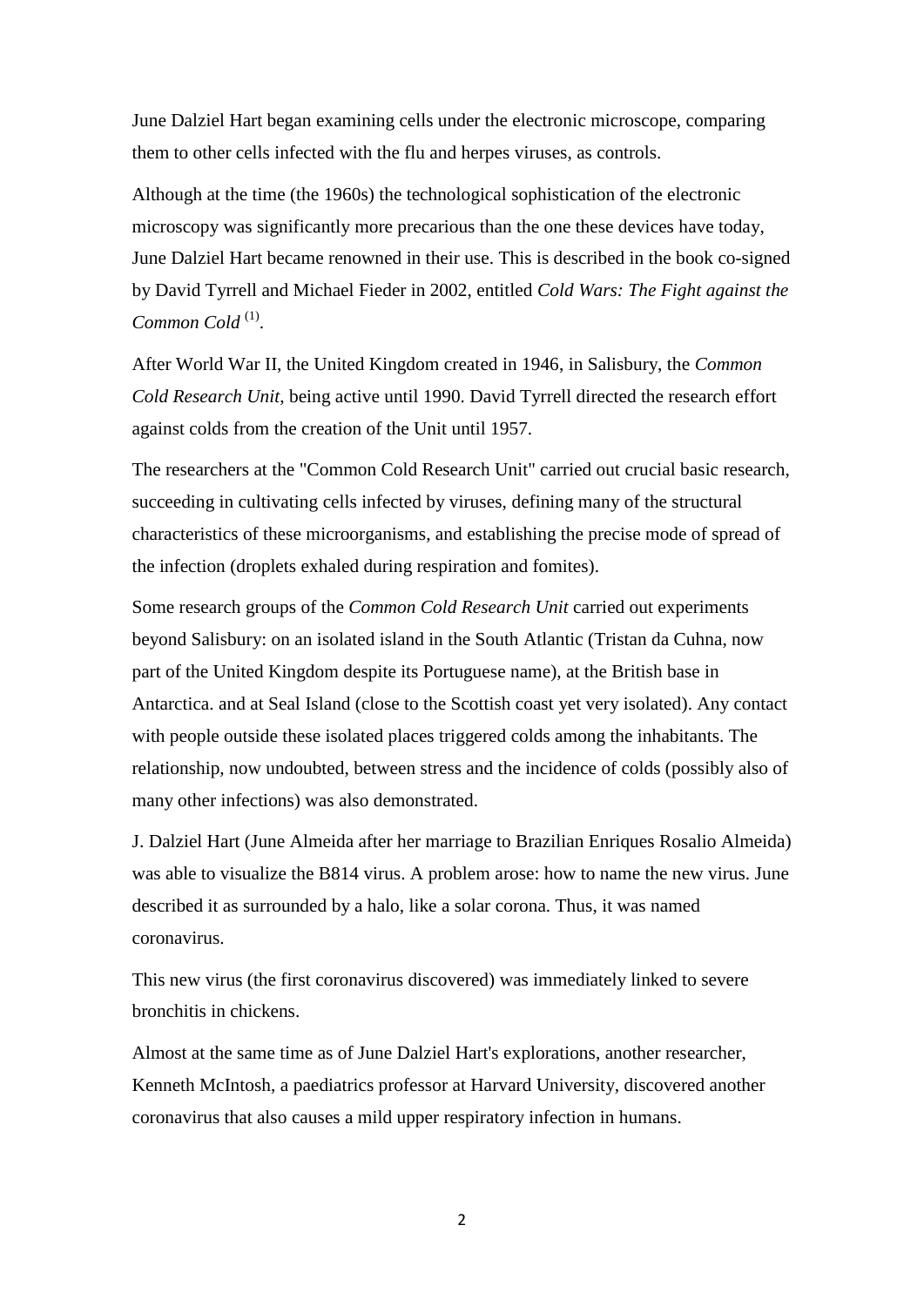June Dalziel Hart began examining cells under the electronic microscope, comparing them to other cells infected with the flu and herpes viruses, as controls.

Although at the time (the 1960s) the technological sophistication of the electronic microscopy was significantly more precarious than the one these devices have today, June Dalziel Hart became renowned in their use. This is described in the book co-signed by David Tyrrell and Michael Fieder in 2002, entitled *Cold Wars: The Fight against the Common Cold* [(1)].

After World War II, the United Kingdom created in 1946, in Salisbury, the *Common Cold Research Unit*, being active until 1990. David Tyrrell directed the research effort against colds from the creation of the Unit until 1957.

The researchers at the "Common Cold Research Unit" carried out crucial basic research, succeeding in cultivating cells infected by viruses, defining many of the structural characteristics of these microorganisms, and establishing the precise mode of spread of the infection (droplets exhaled during respiration and fomites).

Some research groups of the *Common Cold Research Unit* carried out experiments beyond Salisbury: on an isolated island in the South Atlantic (Tristan da Cuhna, now part of the United Kingdom despite its Portuguese name), at the British base in Antarctica. and at Seal Island (close to the Scottish coast yet very isolated). Any contact with people outside these isolated places triggered colds among the inhabitants. The relationship, now undoubted, between stress and the incidence of colds (possibly also of many other infections) was also demonstrated.

J. Dalziel Hart (June Almeida after her marriage to Brazilian Enriques Rosalio Almeida) was able to visualize the B814 virus. A problem arose: how to name the new virus. June described it as surrounded by a halo, like a solar corona. Thus, it was named coronavirus.

This new virus (the first coronavirus discovered) was immediately linked to severe bronchitis in chickens.

Almost at the same time as of June Dalziel Hart's explorations, another researcher, Kenneth McIntosh, a paediatrics professor at Harvard University, discovered another coronavirus that also causes a mild upper respiratory infection in humans.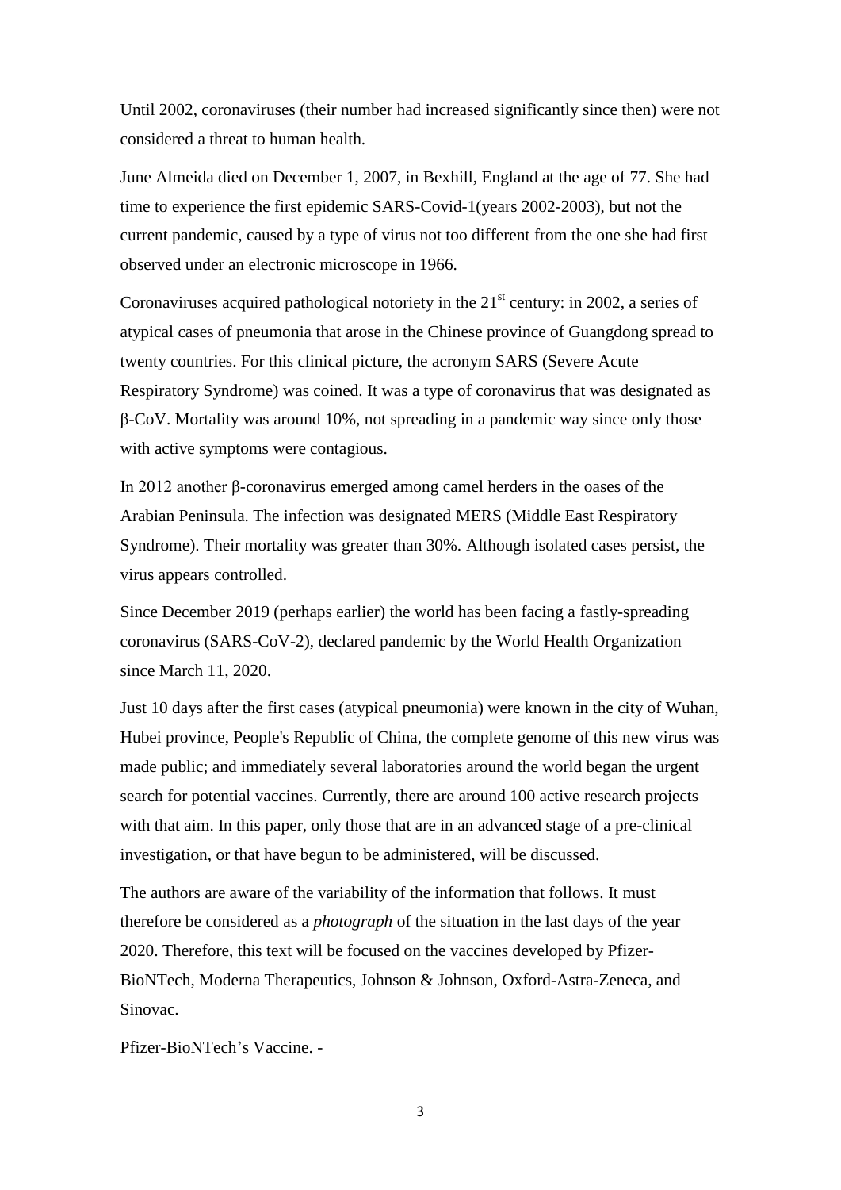Until 2002, coronaviruses (their number had increased significantly since then) were not considered a threat to human health.

June Almeida died on December 1, 2007, in Bexhill, England at the age of 77. She had time to experience the first epidemic SARS-Covid-1(years 2002-2003), but not the current pandemic, caused by a type of virus not too different from the one she had first observed under an electronic microscope in 1966.

Coronaviruses acquired pathological notoriety in the 21$^{st}$ century: in 2002, a series of atypical cases of pneumonia that arose in the Chinese province of Guangdong spread to twenty countries. For this clinical picture, the acronym SARS (Severe Acute Respiratory Syndrome) was coined. It was a type of coronavirus that was designated as β-CoV. Mortality was around 10%, not spreading in a pandemic way since only those with active symptoms were contagious.

In 2012 another β-coronavirus emerged among camel herders in the oases of the Arabian Peninsula. The infection was designated MERS (Middle East Respiratory Syndrome). Their mortality was greater than 30%. Although isolated cases persist, the virus appears controlled.

Since December 2019 (perhaps earlier) the world has been facing a fastly-spreading coronavirus (SARS-CoV-2), declared pandemic by the World Health Organization since March 11, 2020.

Just 10 days after the first cases (atypical pneumonia) were known in the city of Wuhan, Hubei province, People's Republic of China, the complete genome of this new virus was made public; and immediately several laboratories around the world began the urgent search for potential vaccines. Currently, there are around 100 active research projects with that aim. In this paper, only those that are in an advanced stage of a pre-clinical investigation, or that have begun to be administered, will be discussed.

The authors are aware of the variability of the information that follows. It must therefore be considered as a *photograph* of the situation in the last days of the year 2020. Therefore, this text will be focused on the vaccines developed by Pfizer-BioNTech, Moderna Therapeutics, Johnson & Johnson, Oxford-Astra-Zeneca, and Sinovac.

Pfizer-BioNTech's Vaccine. -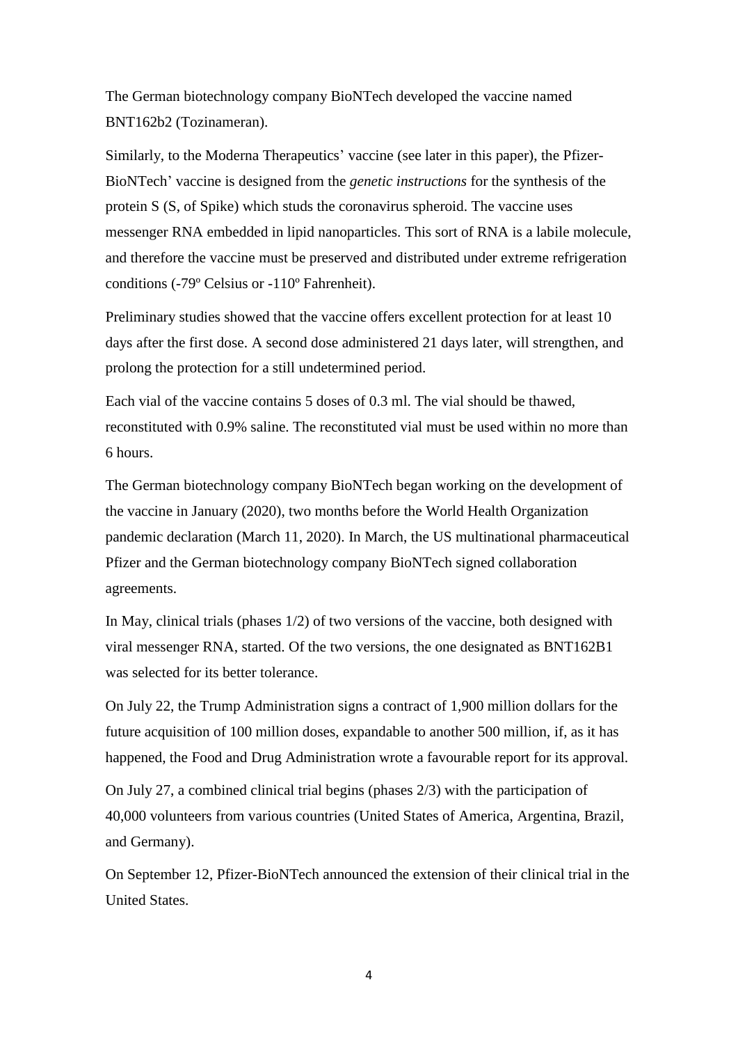The German biotechnology company BioNTech developed the vaccine named BNT162b2 (Tozinameran).

Similarly, to the Moderna Therapeutics' vaccine (see later in this paper), the Pfizer-BioNTech' vaccine is designed from the *genetic instructions* for the synthesis of the protein S (S, of Spike) which studs the coronavirus spheroid. The vaccine uses messenger RNA embedded in lipid nanoparticles. This sort of RNA is a labile molecule, and therefore the vaccine must be preserved and distributed under extreme refrigeration conditions (-79º Celsius or -110º Fahrenheit).

Preliminary studies showed that the vaccine offers excellent protection for at least 10 days after the first dose. A second dose administered 21 days later, will strengthen, and prolong the protection for a still undetermined period.

Each vial of the vaccine contains 5 doses of 0.3 ml. The vial should be thawed, reconstituted with 0.9% saline. The reconstituted vial must be used within no more than 6 hours.

The German biotechnology company BioNTech began working on the development of the vaccine in January (2020), two months before the World Health Organization pandemic declaration (March 11, 2020). In March, the US multinational pharmaceutical Pfizer and the German biotechnology company BioNTech signed collaboration agreements.

In May, clinical trials (phases 1/2) of two versions of the vaccine, both designed with viral messenger RNA, started. Of the two versions, the one designated as BNT162B1 was selected for its better tolerance.

On July 22, the Trump Administration signs a contract of 1,900 million dollars for the future acquisition of 100 million doses, expandable to another 500 million, if, as it has happened, the Food and Drug Administration wrote a favourable report for its approval.

On July 27, a combined clinical trial begins (phases 2/3) with the participation of 40,000 volunteers from various countries (United States of America, Argentina, Brazil, and Germany).

On September 12, Pfizer-BioNTech announced the extension of their clinical trial in the United States.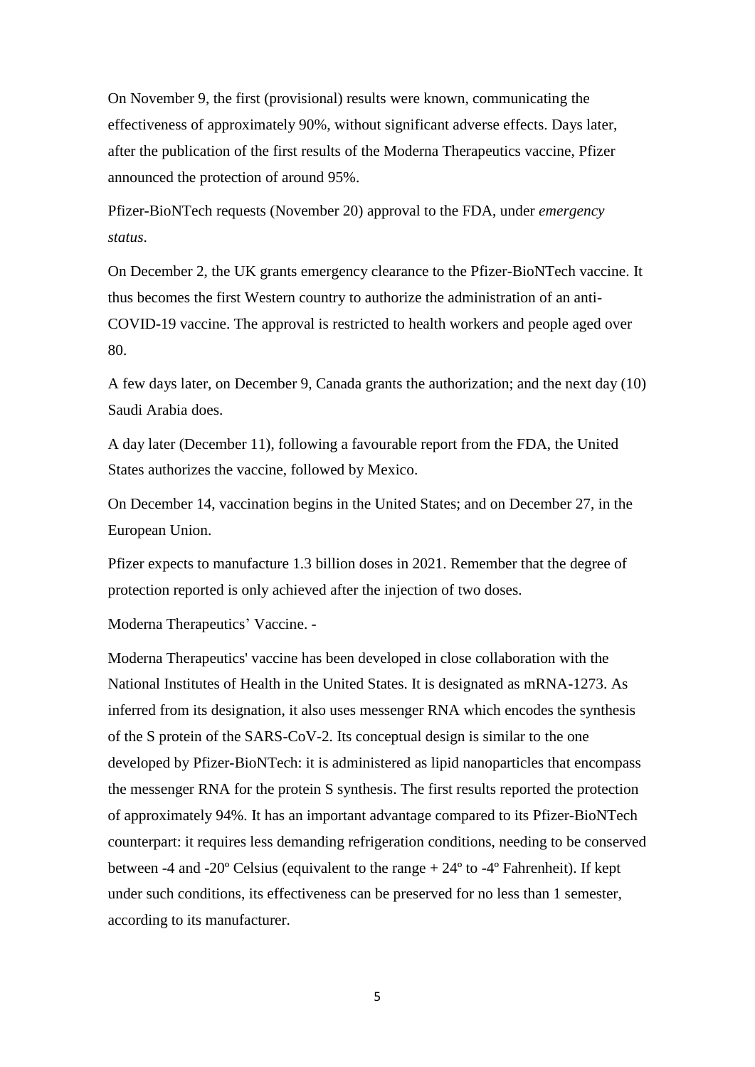On November 9, the first (provisional) results were known, communicating the effectiveness of approximately 90%, without significant adverse effects. Days later, after the publication of the first results of the Moderna Therapeutics vaccine, Pfizer announced the protection of around 95%.

Pfizer-BioNTech requests (November 20) approval to the FDA, under *emergency status*.

On December 2, the UK grants emergency clearance to the Pfizer-BioNTech vaccine. It thus becomes the first Western country to authorize the administration of an anti-COVID-19 vaccine. The approval is restricted to health workers and people aged over 80.

A few days later, on December 9, Canada grants the authorization; and the next day (10) Saudi Arabia does.

A day later (December 11), following a favourable report from the FDA, the United States authorizes the vaccine, followed by Mexico.

On December 14, vaccination begins in the United States; and on December 27, in the European Union.

Pfizer expects to manufacture 1.3 billion doses in 2021. Remember that the degree of protection reported is only achieved after the injection of two doses.

Moderna Therapeutics' Vaccine. -

Moderna Therapeutics' vaccine has been developed in close collaboration with the National Institutes of Health in the United States. It is designated as mRNA-1273. As inferred from its designation, it also uses messenger RNA which encodes the synthesis of the S protein of the SARS-CoV-2. Its conceptual design is similar to the one developed by Pfizer-BioNTech: it is administered as lipid nanoparticles that encompass the messenger RNA for the protein S synthesis. The first results reported the protection of approximately 94%. It has an important advantage compared to its Pfizer-BioNTech counterpart: it requires less demanding refrigeration conditions, needing to be conserved between -4 and -20º Celsius (equivalent to the range + 24º to -4º Fahrenheit). If kept under such conditions, its effectiveness can be preserved for no less than 1 semester, according to its manufacturer.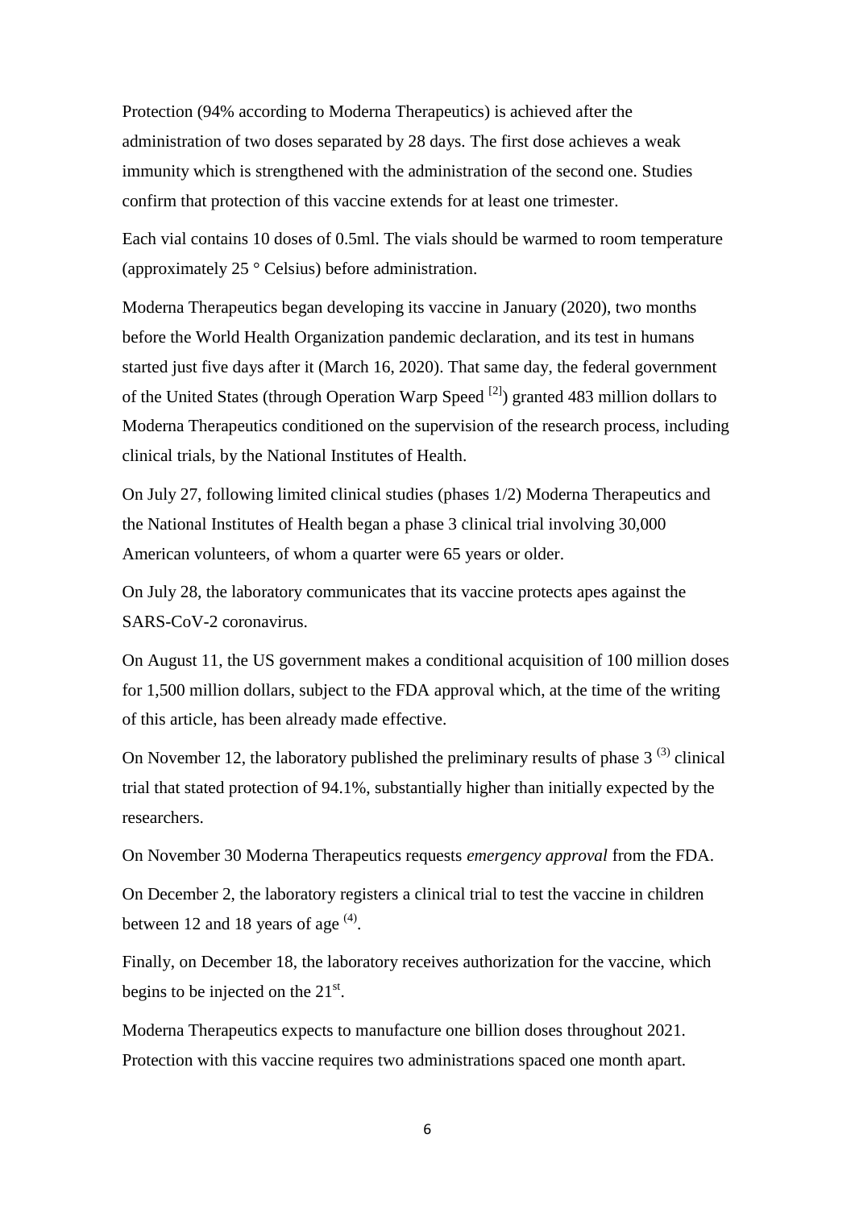Protection (94% according to Moderna Therapeutics) is achieved after the administration of two doses separated by 28 days. The first dose achieves a weak immunity which is strengthened with the administration of the second one. Studies confirm that protection of this vaccine extends for at least one trimester.

Each vial contains 10 doses of 0.5ml. The vials should be warmed to room temperature (approximately 25 ° Celsius) before administration.

Moderna Therapeutics began developing its vaccine in January (2020), two months before the World Health Organization pandemic declaration, and its test in humans started just five days after it (March 16, 2020). That same day, the federal government of the United States (through Operation Warp Speed [2]) granted 483 million dollars to Moderna Therapeutics conditioned on the supervision of the research process, including clinical trials, by the National Institutes of Health.

On July 27, following limited clinical studies (phases 1/2) Moderna Therapeutics and the National Institutes of Health began a phase 3 clinical trial involving 30,000 American volunteers, of whom a quarter were 65 years or older.

On July 28, the laboratory communicates that its vaccine protects apes against the SARS-CoV-2 coronavirus.

On August 11, the US government makes a conditional acquisition of 100 million doses for 1,500 million dollars, subject to the FDA approval which, at the time of the writing of this article, has been already made effective.

On November 12, the laboratory published the preliminary results of phase 3 (3) clinical trial that stated protection of 94.1%, substantially higher than initially expected by the researchers.

On November 30 Moderna Therapeutics requests *emergency approval* from the FDA.

On December 2, the laboratory registers a clinical trial to test the vaccine in children between 12 and 18 years of age (4).

Finally, on December 18, the laboratory receives authorization for the vaccine, which begins to be injected on the 21st.

Moderna Therapeutics expects to manufacture one billion doses throughout 2021. Protection with this vaccine requires two administrations spaced one month apart.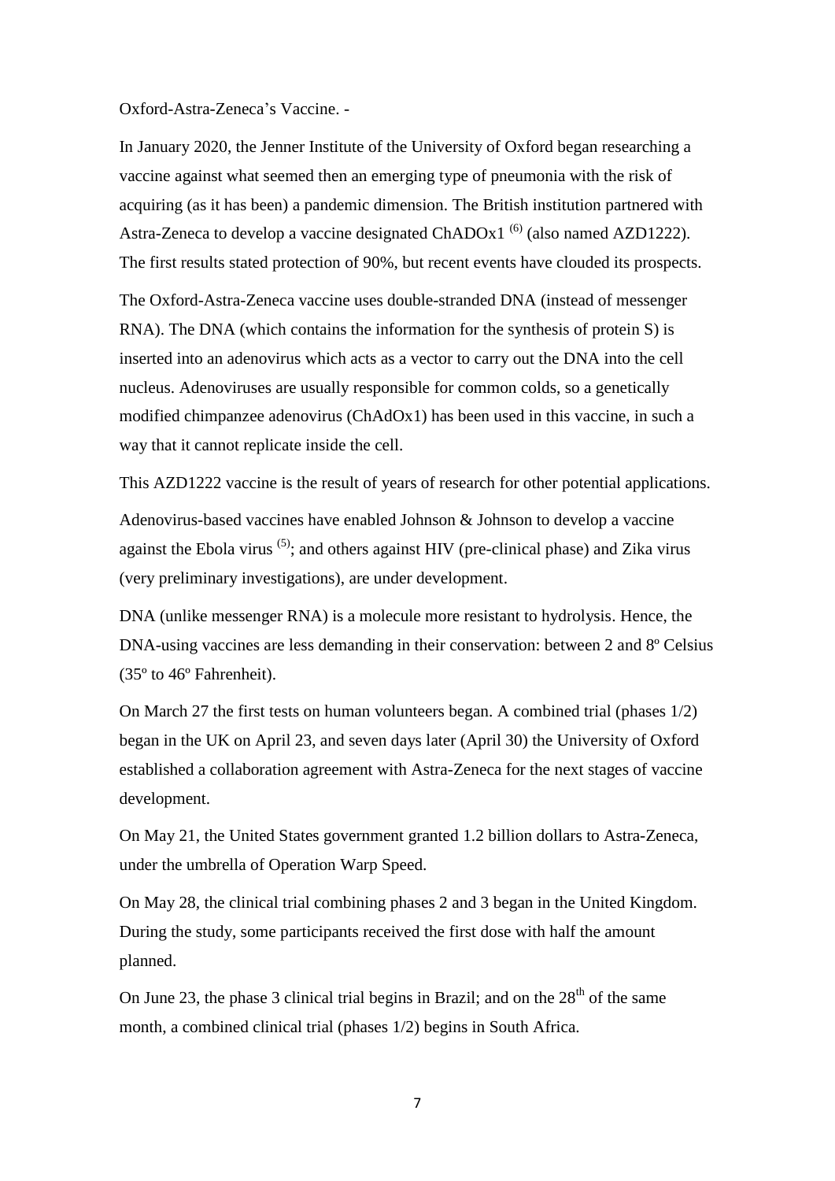Oxford-Astra-Zeneca's Vaccine. -

In January 2020, the Jenner Institute of the University of Oxford began researching a vaccine against what seemed then an emerging type of pneumonia with the risk of acquiring (as it has been) a pandemic dimension. The British institution partnered with Astra-Zeneca to develop a vaccine designated ChADOx1 [(6)] (also named AZD1222). The first results stated protection of 90%, but recent events have clouded its prospects.

The Oxford-Astra-Zeneca vaccine uses double-stranded DNA (instead of messenger RNA). The DNA (which contains the information for the synthesis of protein S) is inserted into an adenovirus which acts as a vector to carry out the DNA into the cell nucleus. Adenoviruses are usually responsible for common colds, so a genetically modified chimpanzee adenovirus (ChAdOx1) has been used in this vaccine, in such a way that it cannot replicate inside the cell.

This AZD1222 vaccine is the result of years of research for other potential applications.

Adenovirus-based vaccines have enabled Johnson & Johnson to develop a vaccine against the Ebola virus [(5)]; and others against HIV (pre-clinical phase) and Zika virus (very preliminary investigations), are under development.

DNA (unlike messenger RNA) is a molecule more resistant to hydrolysis. Hence, the DNA-using vaccines are less demanding in their conservation: between 2 and 8º Celsius (35º to 46º Fahrenheit).

On March 27 the first tests on human volunteers began. A combined trial (phases 1/2) began in the UK on April 23, and seven days later (April 30) the University of Oxford established a collaboration agreement with Astra-Zeneca for the next stages of vaccine development.

On May 21, the United States government granted 1.2 billion dollars to Astra-Zeneca, under the umbrella of Operation Warp Speed.

On May 28, the clinical trial combining phases 2 and 3 began in the United Kingdom. During the study, some participants received the first dose with half the amount planned.

On June 23, the phase 3 clinical trial begins in Brazil; and on the 28th of the same month, a combined clinical trial (phases 1/2) begins in South Africa.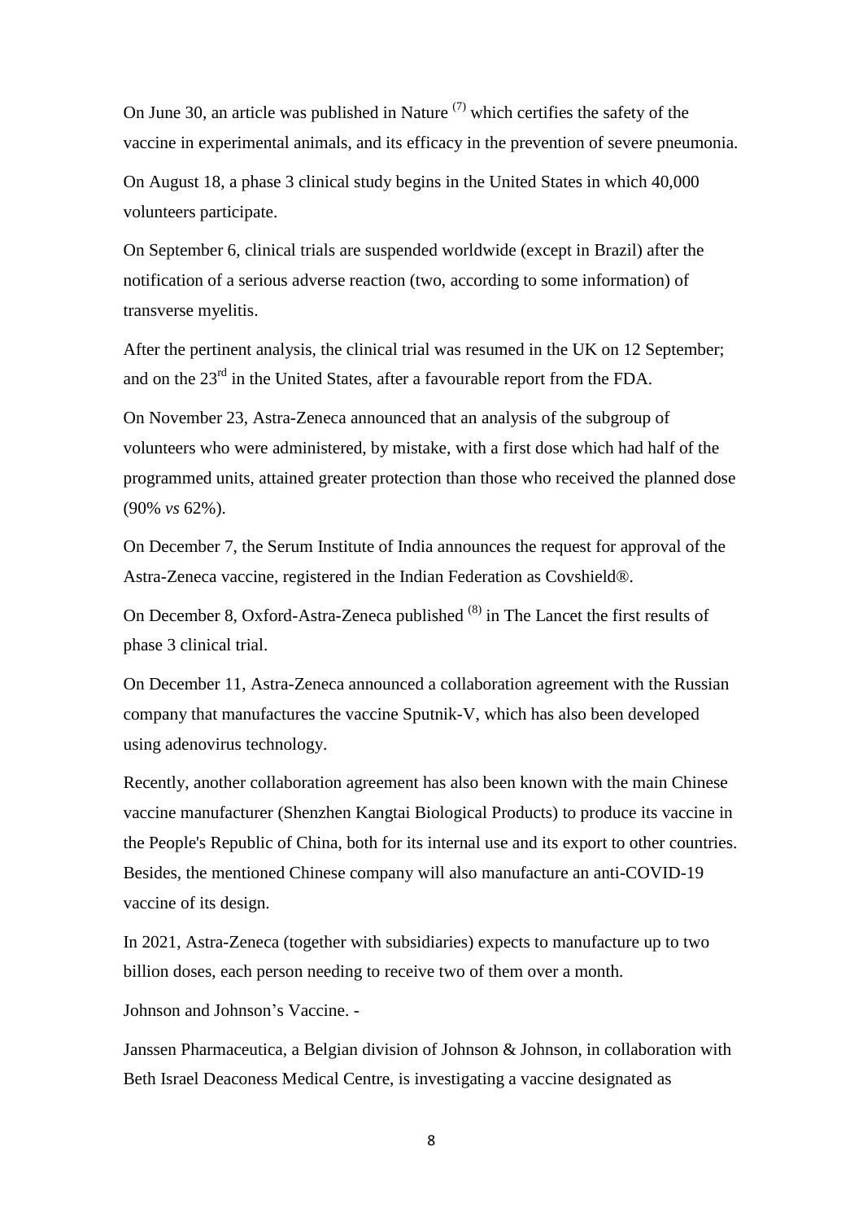On June 30, an article was published in Nature [7] which certifies the safety of the vaccine in experimental animals, and its efficacy in the prevention of severe pneumonia.

On August 18, a phase 3 clinical study begins in the United States in which 40,000 volunteers participate.

On September 6, clinical trials are suspended worldwide (except in Brazil) after the notification of a serious adverse reaction (two, according to some information) of transverse myelitis.

After the pertinent analysis, the clinical trial was resumed in the UK on 12 September; and on the 23rd in the United States, after a favourable report from the FDA.

On November 23, Astra-Zeneca announced that an analysis of the subgroup of volunteers who were administered, by mistake, with a first dose which had half of the programmed units, attained greater protection than those who received the planned dose (90% *vs* 62%).

On December 7, the Serum Institute of India announces the request for approval of the Astra-Zeneca vaccine, registered in the Indian Federation as Covshield®.

On December 8, Oxford-Astra-Zeneca published [8] in The Lancet the first results of phase 3 clinical trial.

On December 11, Astra-Zeneca announced a collaboration agreement with the Russian company that manufactures the vaccine Sputnik-V, which has also been developed using adenovirus technology.

Recently, another collaboration agreement has also been known with the main Chinese vaccine manufacturer (Shenzhen Kangtai Biological Products) to produce its vaccine in the People's Republic of China, both for its internal use and its export to other countries. Besides, the mentioned Chinese company will also manufacture an anti-COVID-19 vaccine of its design.

In 2021, Astra-Zeneca (together with subsidiaries) expects to manufacture up to two billion doses, each person needing to receive two of them over a month.

Johnson and Johnson's Vaccine. -

Janssen Pharmaceutica, a Belgian division of Johnson & Johnson, in collaboration with Beth Israel Deaconess Medical Centre, is investigating a vaccine designated as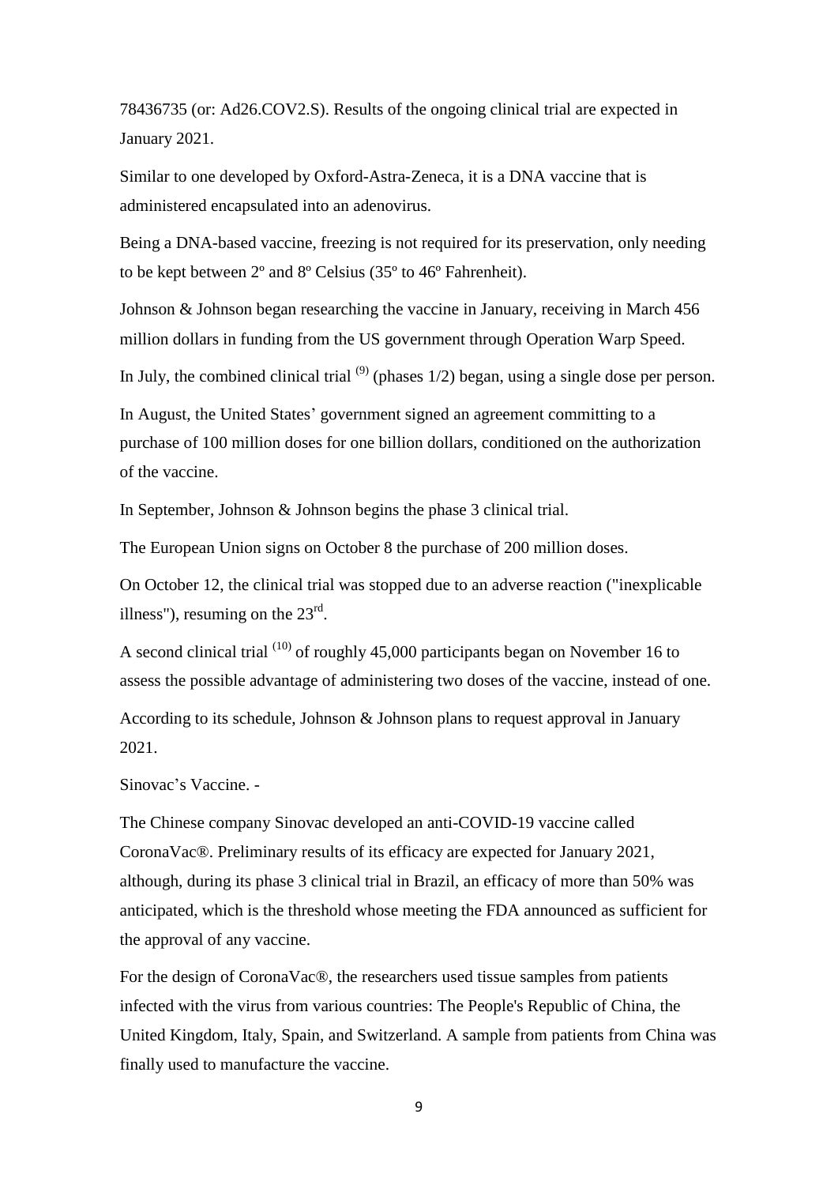78436735 (or: Ad26.COV2.S). Results of the ongoing clinical trial are expected in January 2021.

Similar to one developed by Oxford-Astra-Zeneca, it is a DNA vaccine that is administered encapsulated into an adenovirus.

Being a DNA-based vaccine, freezing is not required for its preservation, only needing to be kept between 2º and 8º Celsius (35º to 46º Fahrenheit).

Johnson & Johnson began researching the vaccine in January, receiving in March 456 million dollars in funding from the US government through Operation Warp Speed.

In July, the combined clinical trial [(9)] (phases 1/2) began, using a single dose per person.

In August, the United States' government signed an agreement committing to a purchase of 100 million doses for one billion dollars, conditioned on the authorization of the vaccine.

In September, Johnson & Johnson begins the phase 3 clinical trial.

The European Union signs on October 8 the purchase of 200 million doses.

On October 12, the clinical trial was stopped due to an adverse reaction ("inexplicable illness"), resuming on the 23rd.

A second clinical trial [(10)] of roughly 45,000 participants began on November 16 to assess the possible advantage of administering two doses of the vaccine, instead of one.

According to its schedule, Johnson & Johnson plans to request approval in January 2021.

Sinovac's Vaccine. -

The Chinese company Sinovac developed an anti-COVID-19 vaccine called CoronaVac®. Preliminary results of its efficacy are expected for January 2021, although, during its phase 3 clinical trial in Brazil, an efficacy of more than 50% was anticipated, which is the threshold whose meeting the FDA announced as sufficient for the approval of any vaccine.

For the design of CoronaVac®, the researchers used tissue samples from patients infected with the virus from various countries: The People's Republic of China, the United Kingdom, Italy, Spain, and Switzerland. A sample from patients from China was finally used to manufacture the vaccine.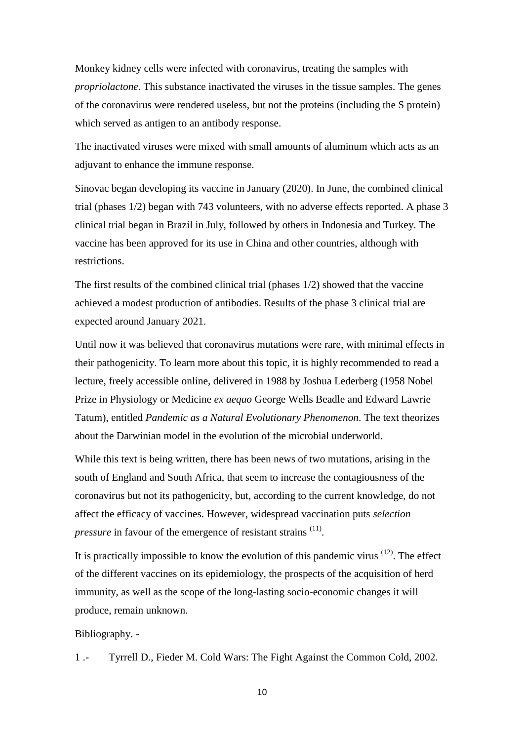Monkey kidney cells were infected with coronavirus, treating the samples with *propriolactone*. This substance inactivated the viruses in the tissue samples. The genes of the coronavirus were rendered useless, but not the proteins (including the S protein) which served as antigen to an antibody response.

The inactivated viruses were mixed with small amounts of aluminum which acts as an adjuvant to enhance the immune response.

Sinovac began developing its vaccine in January (2020). In June, the combined clinical trial (phases 1/2) began with 743 volunteers, with no adverse effects reported. A phase 3 clinical trial began in Brazil in July, followed by others in Indonesia and Turkey. The vaccine has been approved for its use in China and other countries, although with restrictions.

The first results of the combined clinical trial (phases 1/2) showed that the vaccine achieved a modest production of antibodies. Results of the phase 3 clinical trial are expected around January 2021.

Until now it was believed that coronavirus mutations were rare, with minimal effects in their pathogenicity. To learn more about this topic, it is highly recommended to read a lecture, freely accessible online, delivered in 1988 by Joshua Lederberg (1958 Nobel Prize in Physiology or Medicine *ex aequo* George Wells Beadle and Edward Lawrie Tatum), entitled *Pandemic as a Natural Evolutionary Phenomenon*. The text theorizes about the Darwinian model in the evolution of the microbial underworld.

While this text is being written, there has been news of two mutations, arising in the south of England and South Africa, that seem to increase the contagiousness of the coronavirus but not its pathogenicity, but, according to the current knowledge, do not affect the efficacy of vaccines. However, widespread vaccination puts *selection pressure* in favour of the emergence of resistant strains [(11)].

It is practically impossible to know the evolution of this pandemic virus [(12)]. The effect of the different vaccines on its epidemiology, the prospects of the acquisition of herd immunity, as well as the scope of the long-lasting socio-economic changes it will produce, remain unknown.

Bibliography. -

1 .- Tyrrell D., Fieder M. Cold Wars: The Fight Against the Common Cold, 2002.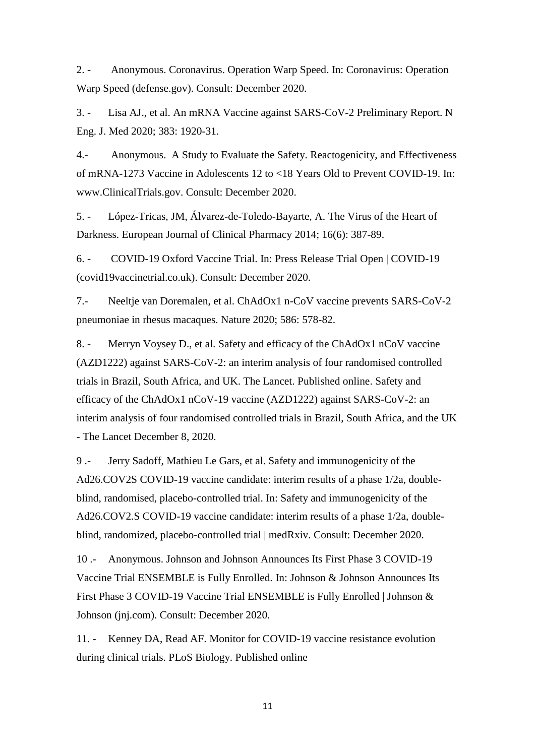2. - Anonymous. Coronavirus. Operation Warp Speed. In: Coronavirus: Operation Warp Speed (defense.gov). Consult: December 2020.

3. - Lisa AJ., et al. An mRNA Vaccine against SARS-CoV-2 Preliminary Report. N Eng. J. Med 2020; 383: 1920-31.

4.- Anonymous. A Study to Evaluate the Safety. Reactogenicity, and Effectiveness of mRNA-1273 Vaccine in Adolescents 12 to <18 Years Old to Prevent COVID-19. In: www.ClinicalTrials.gov. Consult: December 2020.

5. - López-Tricas, JM, Álvarez-de-Toledo-Bayarte, A. The Virus of the Heart of Darkness. European Journal of Clinical Pharmacy 2014; 16(6): 387-89.

6. - COVID-19 Oxford Vaccine Trial. In: Press Release Trial Open | COVID-19 (covid19vaccinetrial.co.uk). Consult: December 2020.

7.- Neeltje van Doremalen, et al. ChAdOx1 n-CoV vaccine prevents SARS-CoV-2 pneumoniae in rhesus macaques. Nature 2020; 586: 578-82.

8. - Merryn Voysey D., et al. Safety and efficacy of the ChAdOx1 nCoV vaccine (AZD1222) against SARS-CoV-2: an interim analysis of four randomised controlled trials in Brazil, South Africa, and UK. The Lancet. Published online. Safety and efficacy of the ChAdOx1 nCoV-19 vaccine (AZD1222) against SARS-CoV-2: an interim analysis of four randomised controlled trials in Brazil, South Africa, and the UK - The Lancet December 8, 2020.

9 .- Jerry Sadoff, Mathieu Le Gars, et al. Safety and immunogenicity of the Ad26.COV2S COVID-19 vaccine candidate: interim results of a phase 1/2a, double-blind, randomised, placebo-controlled trial. In: Safety and immunogenicity of the Ad26.COV2.S COVID-19 vaccine candidate: interim results of a phase 1/2a, double-blind, randomized, placebo-controlled trial | medRxiv. Consult: December 2020.

10 .- Anonymous. Johnson and Johnson Announces Its First Phase 3 COVID-19 Vaccine Trial ENSEMBLE is Fully Enrolled. In: Johnson & Johnson Announces Its First Phase 3 COVID-19 Vaccine Trial ENSEMBLE is Fully Enrolled | Johnson & Johnson (jnj.com). Consult: December 2020.

11. - Kenney DA, Read AF. Monitor for COVID-19 vaccine resistance evolution during clinical trials. PLoS Biology. Published online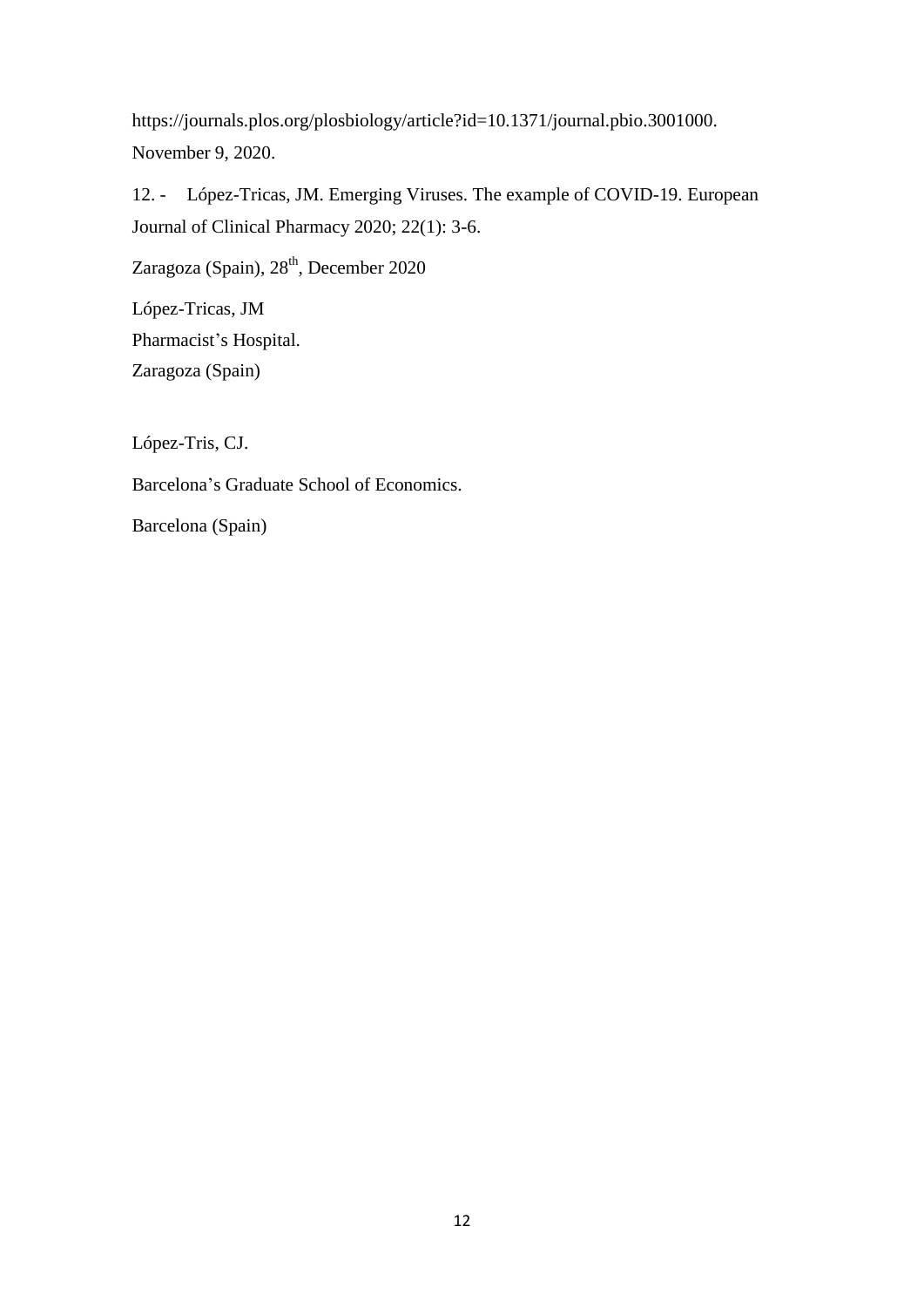https://journals.plos.org/plosbiology/article?id=10.1371/journal.pbio.3001000. November 9, 2020.

12. - López-Tricas, JM. Emerging Viruses. The example of COVID-19. European Journal of Clinical Pharmacy 2020; 22(1): 3-6.

Zaragoza (Spain), 28th, December 2020

López-Tricas, JM
Pharmacist's Hospital.
Zaragoza (Spain)

López-Tris, CJ.

Barcelona's Graduate School of Economics.

Barcelona (Spain)